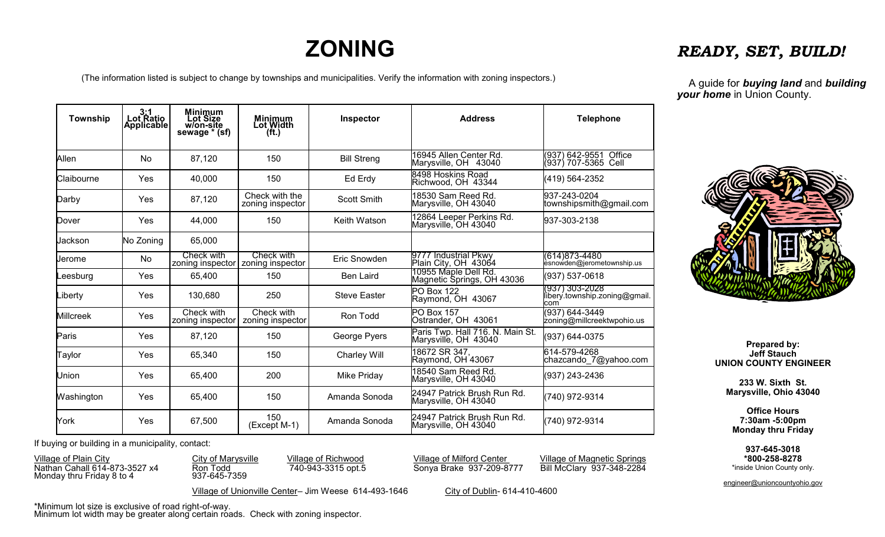# ZONING

(The information listed is subject to change by townships and municipalities. Verify the information with zoning inspectors.)

| Township | 3:1 Lot Ratio Applicable | Minimum Lot Size w/on-site sewage * (sf) | Minimum Lot Width (ft.) | Inspector | Address | Telephone |
|---|---|---|---|---|---|---|
| Allen | No | 87,120 | 150 | Bill Streng | 16945 Allen Center Rd. Marysville, OH 43040 | (937) 642-9551 Office (937) 707-5365 Cell |
| Claibourne | Yes | 40,000 | 150 | Ed Erdy | 8498 Hoskins Road Richwood, OH 43344 | (419) 564-2352 |
| Darby | Yes | 87,120 | Check with the zoning inspector | Scott Smith | 18530 Sam Reed Rd. Marysville, OH 43040 | 937-243-0204 townshipsmith@gmail.com |
| Dover | Yes | 44,000 | 150 | Keith Watson | 12864 Leeper Perkins Rd. Marysville, OH 43040 | 937-303-2138 |
| Jackson | No Zoning | 65,000 | | | | |
| Jerome | No | Check with zoning inspector | Check with zoning inspector | Eric Snowden | 9777 Industrial Pkwy Plain City, OH 43064 | (614)873-4480 esnowden@jerometownship.us |
| Leesburg | Yes | 65,400 | 150 | Ben Laird | 10955 Maple Dell Rd. Magnetic Springs, OH 43036 | (937) 537-0618 |
| Liberty | Yes | 130,680 | 250 | Steve Easter | PO Box 122 Raymond, OH 43067 | (937) 303-2028 libery.township.zoning@gmail.com |
| Millcreek | Yes | Check with zoning inspector | Check with zoning inspector | Ron Todd | PO Box 157 Ostrander, OH 43061 | (937) 644-3449 zoning@millcreektwpohio.us |
| Paris | Yes | 87,120 | 150 | George Pyers | Paris Twp. Hall 716. N. Main St. Marysville, OH 43040 | (937) 644-0375 |
| Taylor | Yes | 65,340 | 150 | Charley Will | 18672 SR 347, Raymond, OH 43067 | 614-579-4268 chazcando_7@yahoo.com |
| Union | Yes | 65,400 | 200 | Mike Priday | 18540 Sam Reed Rd. Marysville, OH 43040 | (937) 243-2436 |
| Washington | Yes | 65,400 | 150 | Amanda Sonoda | 24947 Patrick Brush Run Rd. Marysville, OH 43040 | (740) 972-9314 |
| York | Yes | 67,500 | 150 (Except M-1) | Amanda Sonoda | 24947 Patrick Brush Run Rd. Marysville, OH 43040 | (740) 972-9314 |

If buying or building in a municipality, contact:

Village of Plain City
Nathan Cahall 614-873-3527 x4
Monday thru Friday 8 to 4

City of Marysville
Ron Todd
937-645-7359

Village of Richwood
740-943-3315 opt.5

Village of Milford Center
Sonya Brake 937-209-8777

Village of Magnetic Springs
Bill McClary 937-348-2284

Village of Unionville Center– Jim Weese 614-493-1646

City of Dublin- 614-410-4600

*Minimum lot size is exclusive of road right-of-way.
Minimum lot width may be greater along certain roads. Check with zoning inspector.

# *READY, SET, BUILD!*

A guide for ***buying land*** and ***building your home*** in Union County.

**Prepared by:**
**Jeff Stauch**
**UNION COUNTY ENGINEER**

**233 W. Sixth St.**
**Marysville, Ohio 43040**

**Office Hours**
**7:30am -5:00pm**
**Monday thru Friday**

**937-645-3018**
**\*800-258-8278**
*inside Union County only.

engineer@unioncountyohio.gov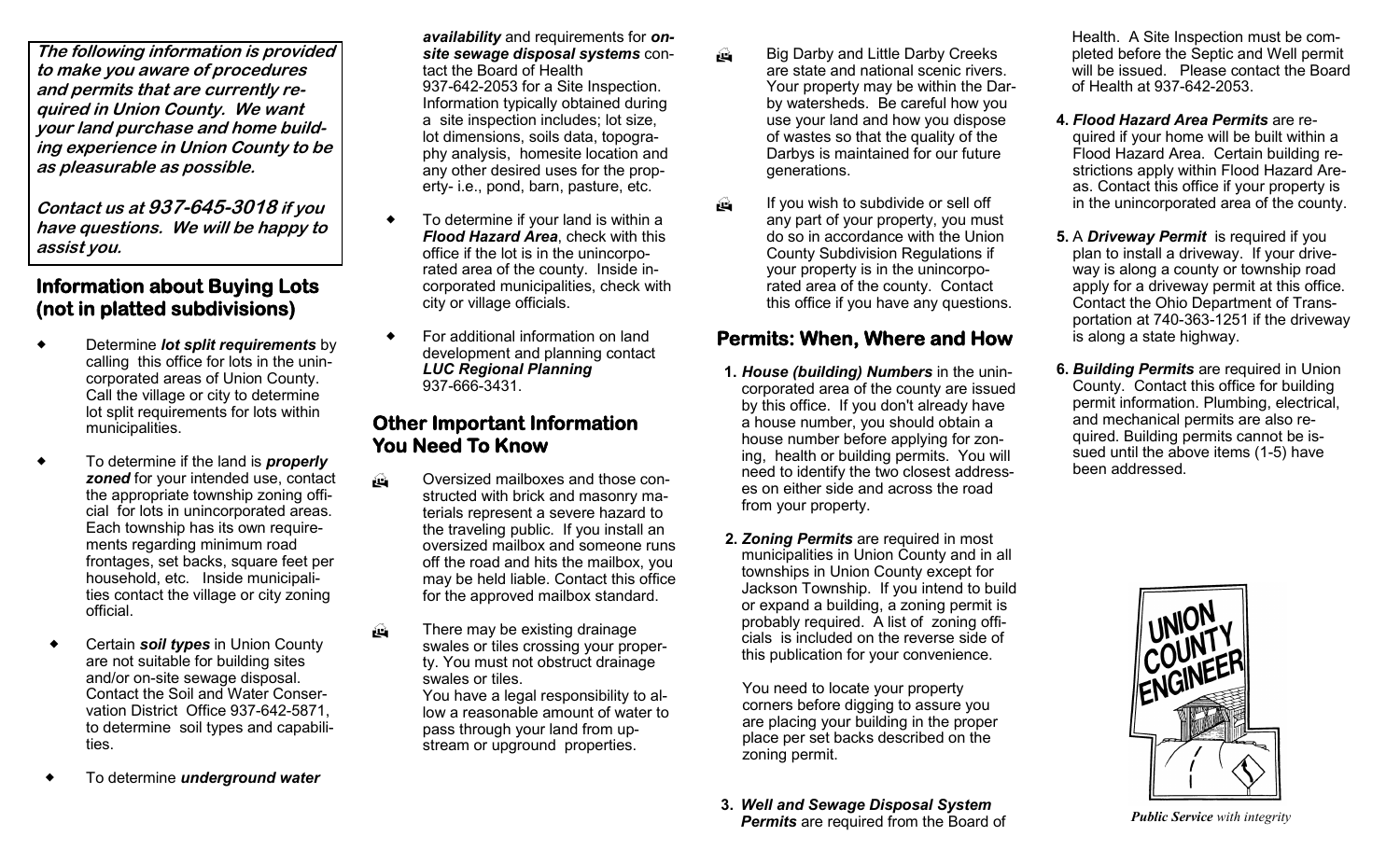**The following information is provided to make you aware of procedures and permits that are currently required in Union County. We want your land purchase and home building experience in Union County to be as pleasurable as possible.**

**Contact us at 937-645-3018 if you have questions. We will be happy to assist you.**

## Information about Buying Lots (not in platted subdivisions)

- Determine ***lot split requirements*** by calling this office for lots in the unincorporated areas of Union County. Call the village or city to determine lot split requirements for lots within municipalities.
- To determine if the land is ***properly zoned*** for your intended use, contact the appropriate township zoning official for lots in unincorporated areas. Each township has its own requirements regarding minimum road frontages, set backs, square feet per household, etc. Inside municipalities contact the village or city zoning official.
- Certain ***soil types*** in Union County are not suitable for building sites and/or on-site sewage disposal. Contact the Soil and Water Conservation District Office 937-642-5871, to determine soil types and capabilities.
- To determine ***underground water availability*** and requirements for ***on-site sewage disposal systems*** contact the Board of Health 937-642-2053 for a Site Inspection. Information typically obtained during a site inspection includes; lot size, lot dimensions, soils data, topography analysis, homesite location and any other desired uses for the property- i.e., pond, barn, pasture, etc.
- To determine if your land is within a ***Flood Hazard Area***, check with this office if the lot is in the unincorporated area of the county. Inside incorporated municipalities, check with city or village officials.
- For additional information on land development and planning contact ***LUC Regional Planning*** 937-666-3431.

## Other Important Information You Need To Know

- Oversized mailboxes and those constructed with brick and masonry materials represent a severe hazard to the traveling public. If you install an oversized mailbox and someone runs off the road and hits the mailbox, you may be held liable. Contact this office for the approved mailbox standard.
- There may be existing drainage swales or tiles crossing your property. You must not obstruct drainage swales or tiles.
  You have a legal responsibility to allow a reasonable amount of water to pass through your land from upstream or upground properties.
- Big Darby and Little Darby Creeks are state and national scenic rivers. Your property may be within the Darby watersheds. Be careful how you use your land and how you dispose of wastes so that the quality of the Darbys is maintained for our future generations.
- If you wish to subdivide or sell off any part of your property, you must do so in accordance with the Union County Subdivision Regulations if your property is in the unincorporated area of the county. Contact this office if you have any questions.

## Permits: When, Where and How

1. ***House (building) Numbers*** in the unincorporated area of the county are issued by this office. If you don't already have a house number, you should obtain a house number before applying for zoning, health or building permits. You will need to identify the two closest addresses on either side and across the road from your property.

2. ***Zoning Permits*** are required in most municipalities in Union County and in all townships in Union County except for Jackson Township. If you intend to build or expand a building, a zoning permit is probably required. A list of zoning officials is included on the reverse side of this publication for your convenience.

   You need to locate your property corners before digging to assure you are placing your building in the proper place per set backs described on the zoning permit.

3. ***Well and Sewage Disposal System Permits*** are required from the Board of Health. A Site Inspection must be completed before the Septic and Well permit will be issued. Please contact the Board of Health at 937-642-2053.

4. ***Flood Hazard Area Permits*** are required if your home will be built within a Flood Hazard Area. Certain building restrictions apply within Flood Hazard Areas. Contact this office if your property is in the unincorporated area of the county.

5. A ***Driveway Permit*** is required if you plan to install a driveway. If your driveway is along a county or township road apply for a driveway permit at this office. Contact the Ohio Department of Transportation at 740-363-1251 if the driveway is along a state highway.

6. ***Building Permits*** are required in Union County. Contact this office for building permit information. Plumbing, electrical, and mechanical permits are also required. Building permits cannot be issued until the above items (1-5) have been addressed.

UNION COUNTY ENGINEER

***Public Service** with integrity*